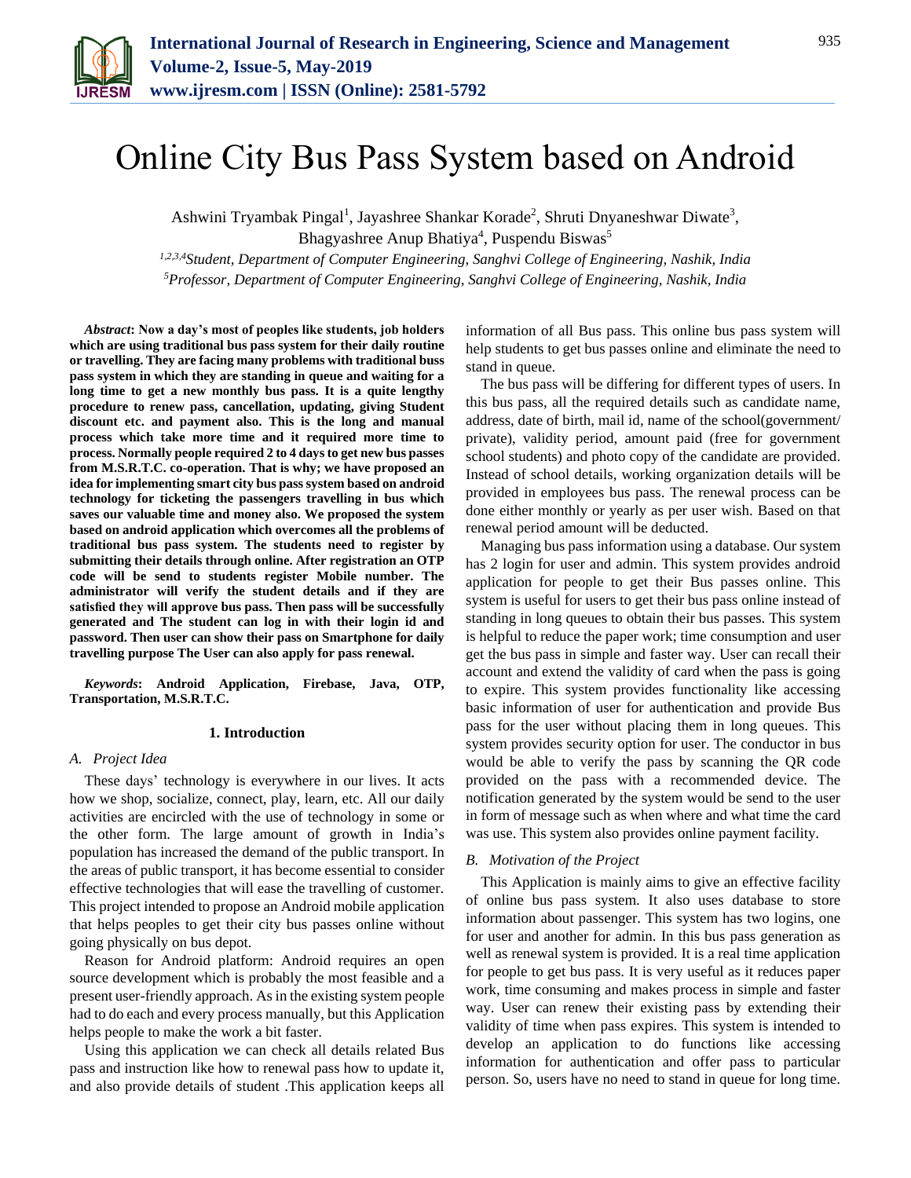# Online City Bus Pass System based on Android

Ashwini Tryambak Pingal[1], Jayashree Shankar Korade[2], Shruti Dnyaneshwar Diwate[3], Bhagyashree Anup Bhatiya[4], Puspendu Biswas[5]

[1,2,3,4]*Student, Department of Computer Engineering, Sanghvi College of Engineering, Nashik, India*
[5]*Professor, Department of Computer Engineering, Sanghvi College of Engineering, Nashik, India*

***Abstract*: Now a day's most of peoples like students, job holders which are using traditional bus pass system for their daily routine or travelling. They are facing many problems with traditional buss pass system in which they are standing in queue and waiting for a long time to get a new monthly bus pass. It is a quite lengthy procedure to renew pass, cancellation, updating, giving Student discount etc. and payment also. This is the long and manual process which take more time and it required more time to process. Normally people required 2 to 4 days to get new bus passes from M.S.R.T.C. co-operation. That is why; we have proposed an idea for implementing smart city bus pass system based on android technology for ticketing the passengers travelling in bus which saves our valuable time and money also. We proposed the system based on android application which overcomes all the problems of traditional bus pass system. The students need to register by submitting their details through online. After registration an OTP code will be send to students register Mobile number. The administrator will verify the student details and if they are satisfied they will approve bus pass. Then pass will be successfully generated and The student can log in with their login id and password. Then user can show their pass on Smartphone for daily travelling purpose The User can also apply for pass renewal.**

***Keywords*: Android Application, Firebase, Java, OTP, Transportation, M.S.R.T.C.**

## 1. Introduction

### A. Project Idea

These days' technology is everywhere in our lives. It acts how we shop, socialize, connect, play, learn, etc. All our daily activities are encircled with the use of technology in some or the other form. The large amount of growth in India's population has increased the demand of the public transport. In the areas of public transport, it has become essential to consider effective technologies that will ease the travelling of customer. This project intended to propose an Android mobile application that helps peoples to get their city bus passes online without going physically on bus depot.

Reason for Android platform: Android requires an open source development which is probably the most feasible and a present user-friendly approach. As in the existing system people had to do each and every process manually, but this Application helps people to make the work a bit faster.

Using this application we can check all details related Bus pass and instruction like how to renewal pass how to update it, and also provide details of student .This application keeps all information of all Bus pass. This online bus pass system will help students to get bus passes online and eliminate the need to stand in queue.

The bus pass will be differing for different types of users. In this bus pass, all the required details such as candidate name, address, date of birth, mail id, name of the school(government/ private), validity period, amount paid (free for government school students) and photo copy of the candidate are provided. Instead of school details, working organization details will be provided in employees bus pass. The renewal process can be done either monthly or yearly as per user wish. Based on that renewal period amount will be deducted.

Managing bus pass information using a database. Our system has 2 login for user and admin. This system provides android application for people to get their Bus passes online. This system is useful for users to get their bus pass online instead of standing in long queues to obtain their bus passes. This system is helpful to reduce the paper work; time consumption and user get the bus pass in simple and faster way. User can recall their account and extend the validity of card when the pass is going to expire. This system provides functionality like accessing basic information of user for authentication and provide Bus pass for the user without placing them in long queues. This system provides security option for user. The conductor in bus would be able to verify the pass by scanning the QR code provided on the pass with a recommended device. The notification generated by the system would be send to the user in form of message such as when where and what time the card was use. This system also provides online payment facility.

### B. Motivation of the Project

This Application is mainly aims to give an effective facility of online bus pass system. It also uses database to store information about passenger. This system has two logins, one for user and another for admin. In this bus pass generation as well as renewal system is provided. It is a real time application for people to get bus pass. It is very useful as it reduces paper work, time consuming and makes process in simple and faster way. User can renew their existing pass by extending their validity of time when pass expires. This system is intended to develop an application to do functions like accessing information for authentication and offer pass to particular person. So, users have no need to stand in queue for long time.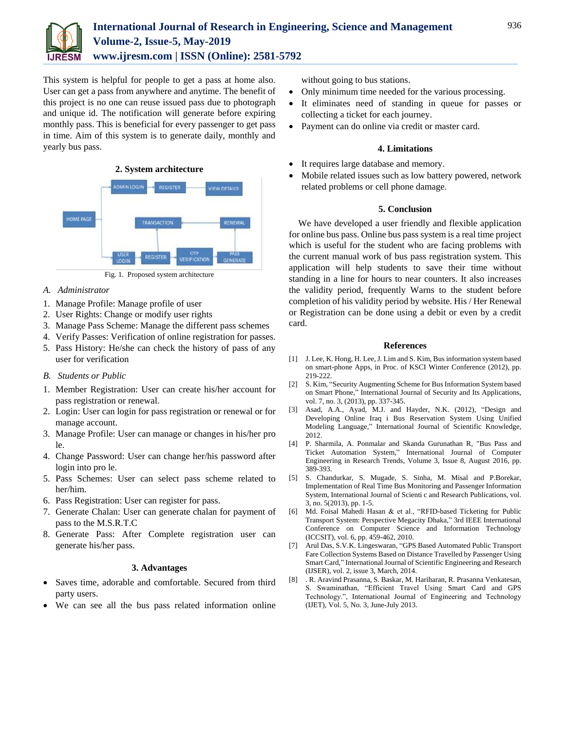This system is helpful for people to get a pass at home also. User can get a pass from anywhere and anytime. The benefit of this project is no one can reuse issued pass due to photograph and unique id. The notification will generate before expiring monthly pass. This is beneficial for every passenger to get pass in time. Aim of this system is to generate daily, monthly and yearly bus pass.

## 2. System architecture

ADMIN LOGIN
REGISTER
VIEW DETAILS
HOME PAGE
TRANSACTION
RENEWAL
USER LOGIN
REGISTER
OTP VERIFICATION
PASS GENERATE

Fig. 1. Proposed system architecture

### *A. Administrator*

1. Manage Profile: Manage profile of user
2. User Rights: Change or modify user rights
3. Manage Pass Scheme: Manage the different pass schemes
4. Verify Passes: Verification of online registration for passes.
5. Pass History: He/she can check the history of pass of any user for verification

### *B. Students or Public*

1. Member Registration: User can create his/her account for pass registration or renewal.
2. Login: User can login for pass registration or renewal or for manage account.
3. Manage Profile: User can manage or changes in his/her pro le.
4. Change Password: User can change her/his password after login into pro le.
5. Pass Schemes: User can select pass scheme related to her/him.
6. Pass Registration: User can register for pass.
7. Generate Chalan: User can generate chalan for payment of pass to the M.S.R.T.C
8. Generate Pass: After Complete registration user can generate his/her pass.

## 3. Advantages

- Saves time, adorable and comfortable. Secured from third party users.
- We can see all the bus pass related information online without going to bus stations.
- Only minimum time needed for the various processing.
- It eliminates need of standing in queue for passes or collecting a ticket for each journey.
- Payment can do online via credit or master card.

## 4. Limitations

- It requires large database and memory.
- Mobile related issues such as low battery powered, network related problems or cell phone damage.

## 5. Conclusion

We have developed a user friendly and flexible application for online bus pass. Online bus pass system is a real time project which is useful for the student who are facing problems with the current manual work of bus pass registration system. This application will help students to save their time without standing in a line for hours to near counters. It also increases the validity period, frequently Warns to the student before completion of his validity period by website. His / Her Renewal or Registration can be done using a debit or even by a credit card.

## References

[1] J. Lee, K. Hong, H. Lee, J. Lim and S. Kim, Bus information system based on smart-phone Apps, in Proc. of KSCI Winter Conference (2012), pp. 219-222.

[2] S. Kim, "Security Augmenting Scheme for Bus Information System based on Smart Phone," International Journal of Security and Its Applications, vol. 7, no. 3, (2013), pp. 337-345.

[3] Asad, A.A., Ayad, M.J. and Hayder, N.K. (2012), "Design and Developing Online Iraq i Bus Reservation System Using Unified Modeling Language," International Journal of Scientific Knowledge, 2012.

[4] P. Sharmila, A. Ponmalar and Skanda Gurunathan R, "Bus Pass and Ticket Automation System," International Journal of Computer Engineering in Research Trends, Volume 3, Issue 8, August 2016, pp. 389-393.

[5] S. Chandurkar, S. Mugade, S. Sinha, M. Misal and P.Borekar, Implementation of Real Time Bus Monitoring and Passenger Information System, International Journal of Scienti c and Research Publications, vol. 3, no. 5(2013), pp. 1-5.

[6] Md. Foisal Mahedi Hasan & et al., "RFID-based Ticketing for Public Transport System: Perspective Megacity Dhaka," 3rd IEEE International Conference on Computer Science and Information Technology (ICCSIT), vol. 6, pp. 459-462, 2010.

[7] Arul Das, S.V.K. Lingeswaran, "GPS Based Automated Public Transport Fare Collection Systems Based on Distance Travelled by Passenger Using Smart Card," International Journal of Scientific Engineering and Research (IJSER), vol. 2, issue 3, March, 2014.

[8] . R. Aravind Prasanna, S. Baskar, M. Hariharan, R. Prasanna Venkatesan, S. Swaminathan, "Efficient Travel Using Smart Card and GPS Technology.", International Journal of Engineering and Technology (IJET), Vol. 5, No. 3, June-July 2013.